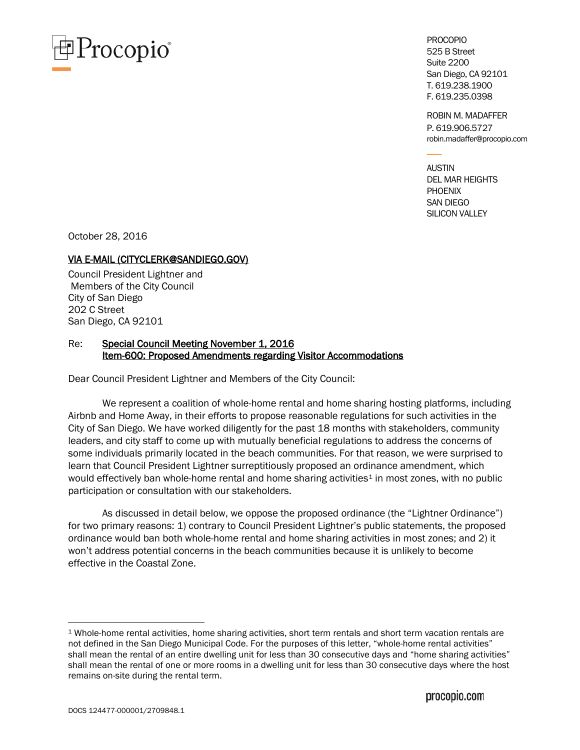Procopio®

PROCOPIO
525 B Street
Suite 2200
San Diego, CA 92101
T. 619.238.1900
F. 619.235.0398

ROBIN M. MADAFFER
P. 619.906.5727
robin.madaffer@procopio.com

AUSTIN
DEL MAR HEIGHTS
PHOENIX
SAN DIEGO
SILICON VALLEY

October 28, 2016

VIA E-MAIL (CITYCLERK@SANDIEGO.GOV)

Council President Lightner and
Members of the City Council
City of San Diego
202 C Street
San Diego, CA 92101

Re: Special Council Meeting November 1, 2016
Item-600: Proposed Amendments regarding Visitor Accommodations

Dear Council President Lightner and Members of the City Council:

We represent a coalition of whole-home rental and home sharing hosting platforms, including Airbnb and Home Away, in their efforts to propose reasonable regulations for such activities in the City of San Diego. We have worked diligently for the past 18 months with stakeholders, community leaders, and city staff to come up with mutually beneficial regulations to address the concerns of some individuals primarily located in the beach communities. For that reason, we were surprised to learn that Council President Lightner surreptitiously proposed an ordinance amendment, which would effectively ban whole-home rental and home sharing activities[1] in most zones, with no public participation or consultation with our stakeholders.

As discussed in detail below, we oppose the proposed ordinance (the "Lightner Ordinance") for two primary reasons: 1) contrary to Council President Lightner's public statements, the proposed ordinance would ban both whole-home rental and home sharing activities in most zones; and 2) it won't address potential concerns in the beach communities because it is unlikely to become effective in the Coastal Zone.

[1] Whole-home rental activities, home sharing activities, short term rentals and short term vacation rentals are not defined in the San Diego Municipal Code. For the purposes of this letter, "whole-home rental activities" shall mean the rental of an entire dwelling unit for less than 30 consecutive days and "home sharing activities" shall mean the rental of one or more rooms in a dwelling unit for less than 30 consecutive days where the host remains on-site during the rental term.

procopio.com

DOCS 124477-000001/2709848.1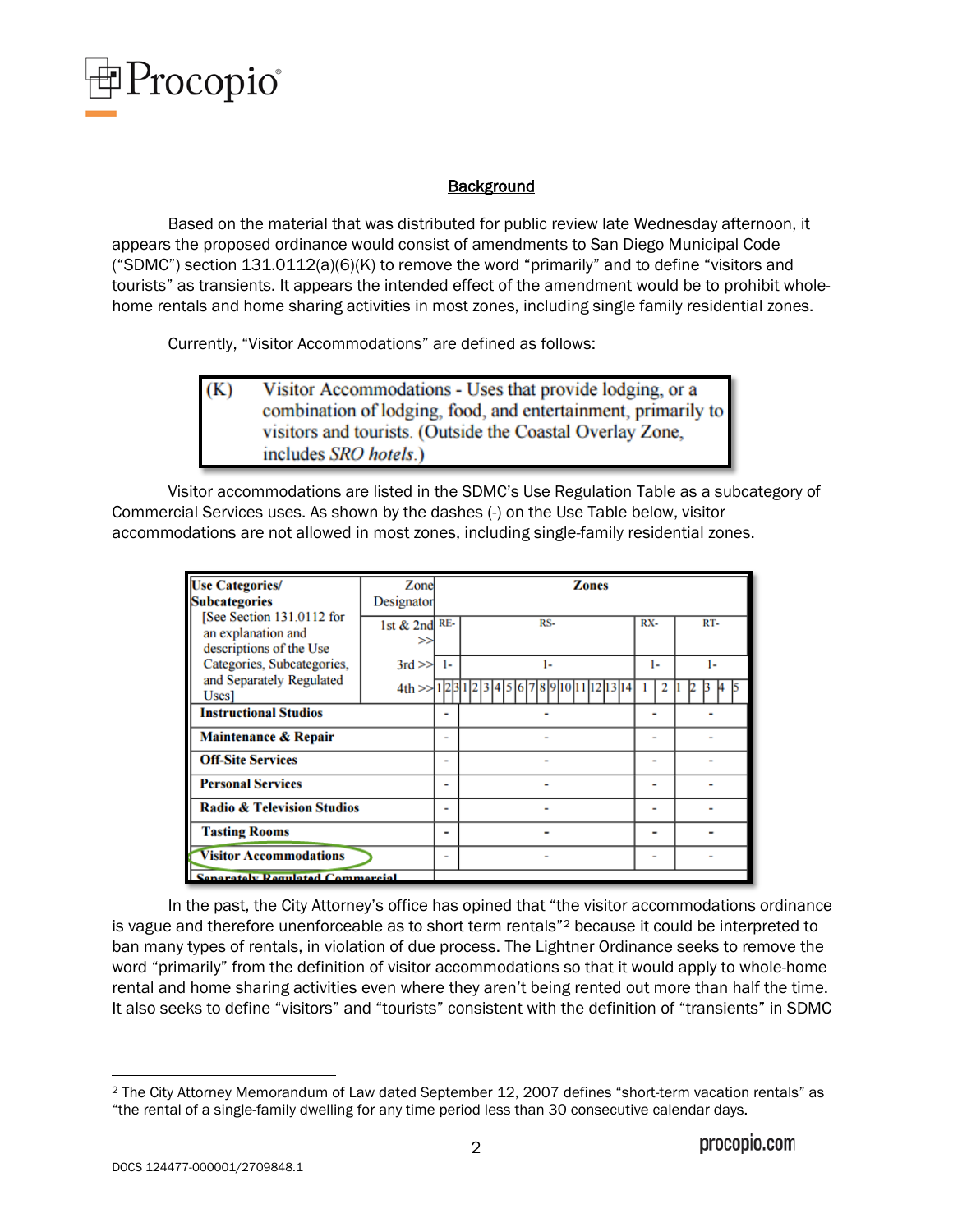## Background

Based on the material that was distributed for public review late Wednesday afternoon, it appears the proposed ordinance would consist of amendments to San Diego Municipal Code ("SDMC") section 131.0112(a)(6)(K) to remove the word "primarily" and to define "visitors and tourists" as transients. It appears the intended effect of the amendment would be to prohibit whole-home rentals and home sharing activities in most zones, including single family residential zones.

Currently, "Visitor Accommodations" are defined as follows:

> (K) Visitor Accommodations - Uses that provide lodging, or a combination of lodging, food, and entertainment, primarily to visitors and tourists. (Outside the Coastal Overlay Zone, includes *SRO hotels*.)

Visitor accommodations are listed in the SDMC's Use Regulation Table as a subcategory of Commercial Services uses. As shown by the dashes (-) on the Use Table below, visitor accommodations are not allowed in most zones, including single-family residential zones.

| Use Categories/ Subcategories [See Section 131.0112 for an explanation and descriptions of the Use Categories, Subcategories, and Separately Regulated Uses] | Zone Designator | Zones | | | |
|---|---|---|---|---|---|
| | 1st & 2nd >> | RE- | RS- | RX- | RT- |
| | 3rd >> | 1- | 1- | 1- | 1- |
| | 4th >> | 1 2 3 | 1 2 3 4 5 6 7 8 9 10 11 12 13 14 | 1 2 | 1 2 3 4 5 |
| **Instructional Studios** | | - | - | - | - |
| **Maintenance & Repair** | | - | - | - | - |
| **Off-Site Services** | | - | - | - | - |
| **Personal Services** | | - | - | - | - |
| **Radio & Television Studios** | | - | - | - | - |
| **Tasting Rooms** | | - | - | - | - |
| **Visitor Accommodations** | | - | - | - | - |
| **Separately Regulated Commercial** | | | | | |

In the past, the City Attorney's office has opined that "the visitor accommodations ordinance is vague and therefore unenforceable as to short term rentals"[2] because it could be interpreted to ban many types of rentals, in violation of due process. The Lightner Ordinance seeks to remove the word "primarily" from the definition of visitor accommodations so that it would apply to whole-home rental and home sharing activities even where they aren't being rented out more than half the time. It also seeks to define "visitors" and "tourists" consistent with the definition of "transients" in SDMC

[2] The City Attorney Memorandum of Law dated September 12, 2007 defines "short-term vacation rentals" as "the rental of a single-family dwelling for any time period less than 30 consecutive calendar days.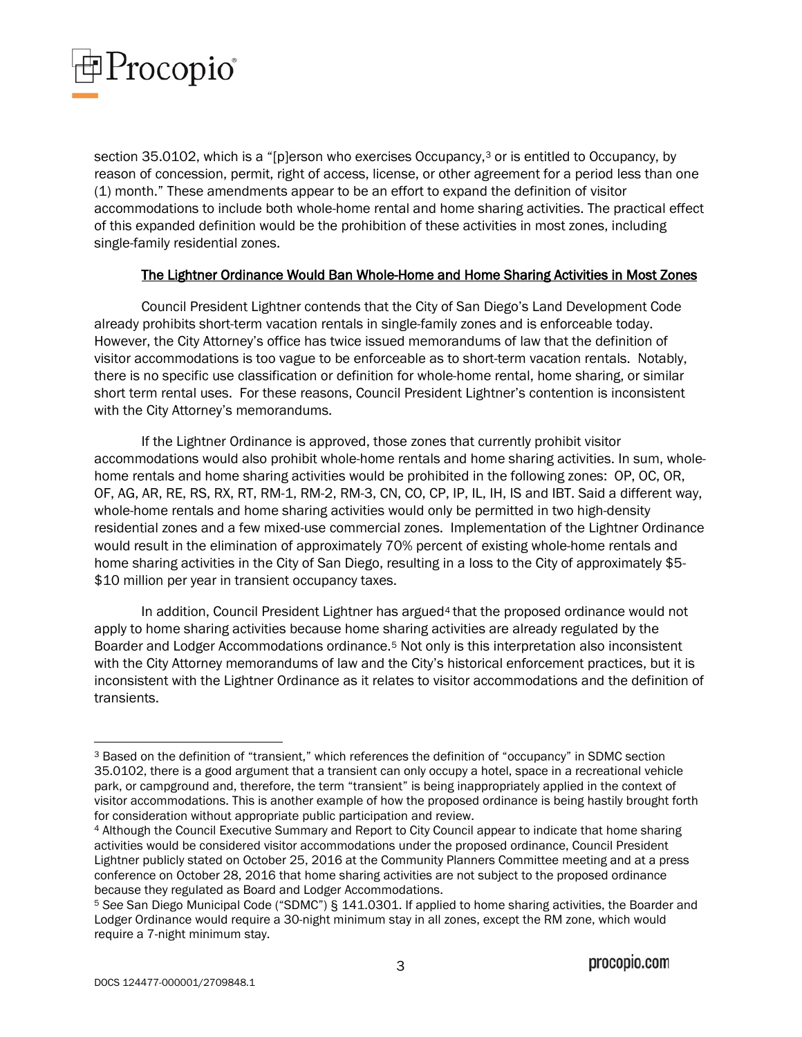section 35.0102, which is a "[p]erson who exercises Occupancy,[3] or is entitled to Occupancy, by reason of concession, permit, right of access, license, or other agreement for a period less than one (1) month." These amendments appear to be an effort to expand the definition of visitor accommodations to include both whole-home rental and home sharing activities. The practical effect of this expanded definition would be the prohibition of these activities in most zones, including single-family residential zones.

<u>The Lightner Ordinance Would Ban Whole-Home and Home Sharing Activities in Most Zones</u>

Council President Lightner contends that the City of San Diego's Land Development Code already prohibits short-term vacation rentals in single-family zones and is enforceable today. However, the City Attorney's office has twice issued memorandums of law that the definition of visitor accommodations is too vague to be enforceable as to short-term vacation rentals. Notably, there is no specific use classification or definition for whole-home rental, home sharing, or similar short term rental uses. For these reasons, Council President Lightner's contention is inconsistent with the City Attorney's memorandums.

If the Lightner Ordinance is approved, those zones that currently prohibit visitor accommodations would also prohibit whole-home rentals and home sharing activities. In sum, whole-home rentals and home sharing activities would be prohibited in the following zones: OP, OC, OR, OF, AG, AR, RE, RS, RX, RT, RM-1, RM-2, RM-3, CN, CO, CP, IP, IL, IH, IS and IBT. Said a different way, whole-home rentals and home sharing activities would only be permitted in two high-density residential zones and a few mixed-use commercial zones. Implementation of the Lightner Ordinance would result in the elimination of approximately 70% percent of existing whole-home rentals and home sharing activities in the City of San Diego, resulting in a loss to the City of approximately $5-$10 million per year in transient occupancy taxes.

In addition, Council President Lightner has argued[4] that the proposed ordinance would not apply to home sharing activities because home sharing activities are already regulated by the Boarder and Lodger Accommodations ordinance.[5] Not only is this interpretation also inconsistent with the City Attorney memorandums of law and the City's historical enforcement practices, but it is inconsistent with the Lightner Ordinance as it relates to visitor accommodations and the definition of transients.

---

[3] Based on the definition of "transient," which references the definition of "occupancy" in SDMC section 35.0102, there is a good argument that a transient can only occupy a hotel, space in a recreational vehicle park, or campground and, therefore, the term "transient" is being inappropriately applied in the context of visitor accommodations. This is another example of how the proposed ordinance is being hastily brought forth for consideration without appropriate public participation and review.

[4] Although the Council Executive Summary and Report to City Council appear to indicate that home sharing activities would be considered visitor accommodations under the proposed ordinance, Council President Lightner publicly stated on October 25, 2016 at the Community Planners Committee meeting and at a press conference on October 28, 2016 that home sharing activities are not subject to the proposed ordinance because they regulated as Board and Lodger Accommodations.

[5] *See* San Diego Municipal Code ("SDMC") § 141.0301. If applied to home sharing activities, the Boarder and Lodger Ordinance would require a 30-night minimum stay in all zones, except the RM zone, which would require a 7-night minimum stay.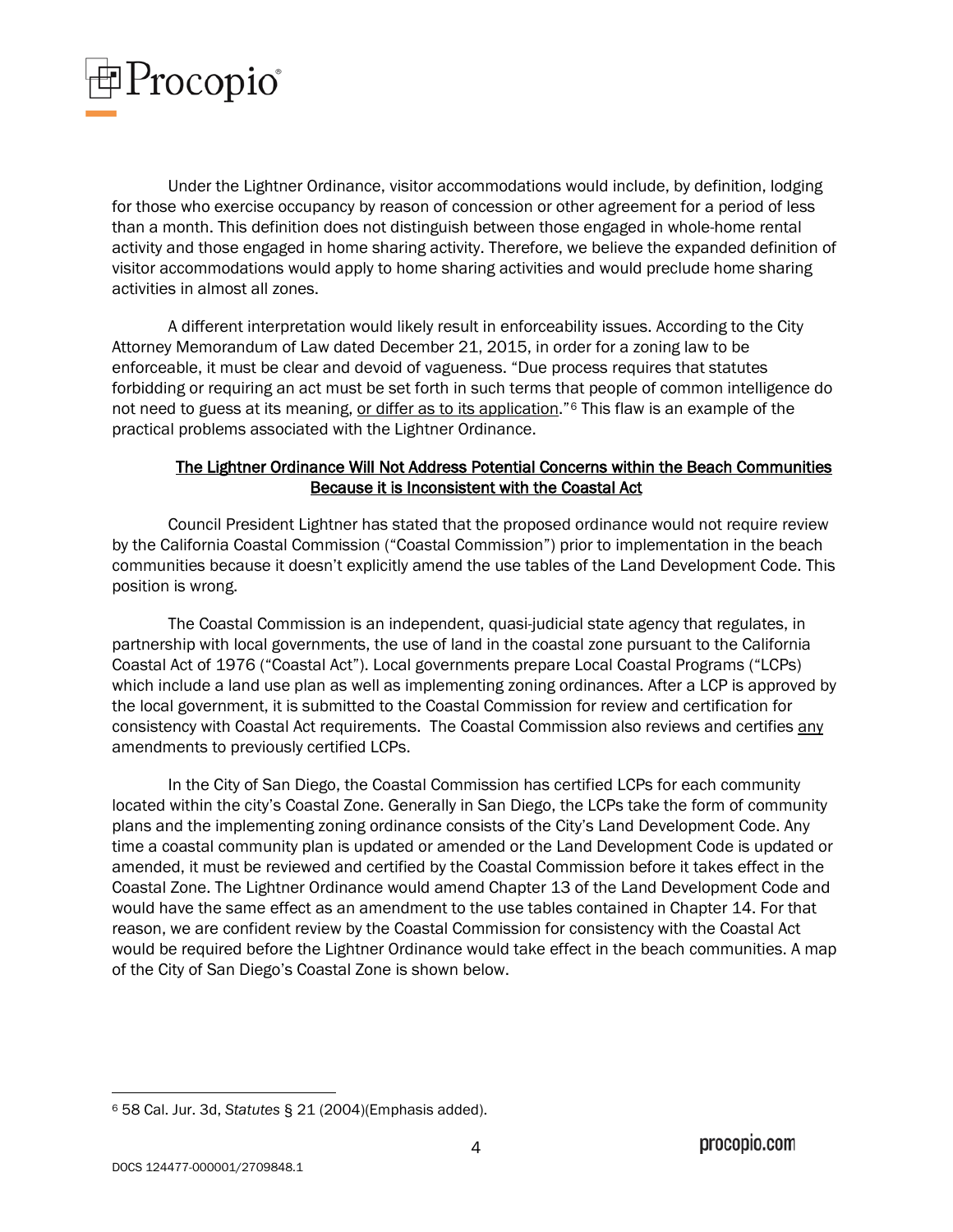Under the Lightner Ordinance, visitor accommodations would include, by definition, lodging for those who exercise occupancy by reason of concession or other agreement for a period of less than a month. This definition does not distinguish between those engaged in whole-home rental activity and those engaged in home sharing activity. Therefore, we believe the expanded definition of visitor accommodations would apply to home sharing activities and would preclude home sharing activities in almost all zones.

A different interpretation would likely result in enforceability issues. According to the City Attorney Memorandum of Law dated December 21, 2015, in order for a zoning law to be enforceable, it must be clear and devoid of vagueness. "Due process requires that statutes forbidding or requiring an act must be set forth in such terms that people of common intelligence do not need to guess at its meaning, <u>or differ as to its application</u>."[6] This flaw is an example of the practical problems associated with the Lightner Ordinance.

<u>The Lightner Ordinance Will Not Address Potential Concerns within the Beach Communities Because it is Inconsistent with the Coastal Act</u>

Council President Lightner has stated that the proposed ordinance would not require review by the California Coastal Commission ("Coastal Commission") prior to implementation in the beach communities because it doesn't explicitly amend the use tables of the Land Development Code. This position is wrong.

The Coastal Commission is an independent, quasi-judicial state agency that regulates, in partnership with local governments, the use of land in the coastal zone pursuant to the California Coastal Act of 1976 ("Coastal Act"). Local governments prepare Local Coastal Programs ("LCPs) which include a land use plan as well as implementing zoning ordinances. After a LCP is approved by the local government, it is submitted to the Coastal Commission for review and certification for consistency with Coastal Act requirements. The Coastal Commission also reviews and certifies <u>any</u> amendments to previously certified LCPs.

In the City of San Diego, the Coastal Commission has certified LCPs for each community located within the city's Coastal Zone. Generally in San Diego, the LCPs take the form of community plans and the implementing zoning ordinance consists of the City's Land Development Code. Any time a coastal community plan is updated or amended or the Land Development Code is updated or amended, it must be reviewed and certified by the Coastal Commission before it takes effect in the Coastal Zone. The Lightner Ordinance would amend Chapter 13 of the Land Development Code and would have the same effect as an amendment to the use tables contained in Chapter 14. For that reason, we are confident review by the Coastal Commission for consistency with the Coastal Act would be required before the Lightner Ordinance would take effect in the beach communities. A map of the City of San Diego's Coastal Zone is shown below.

---

[6] 58 Cal. Jur. 3d, *Statutes* § 21 (2004)(Emphasis added).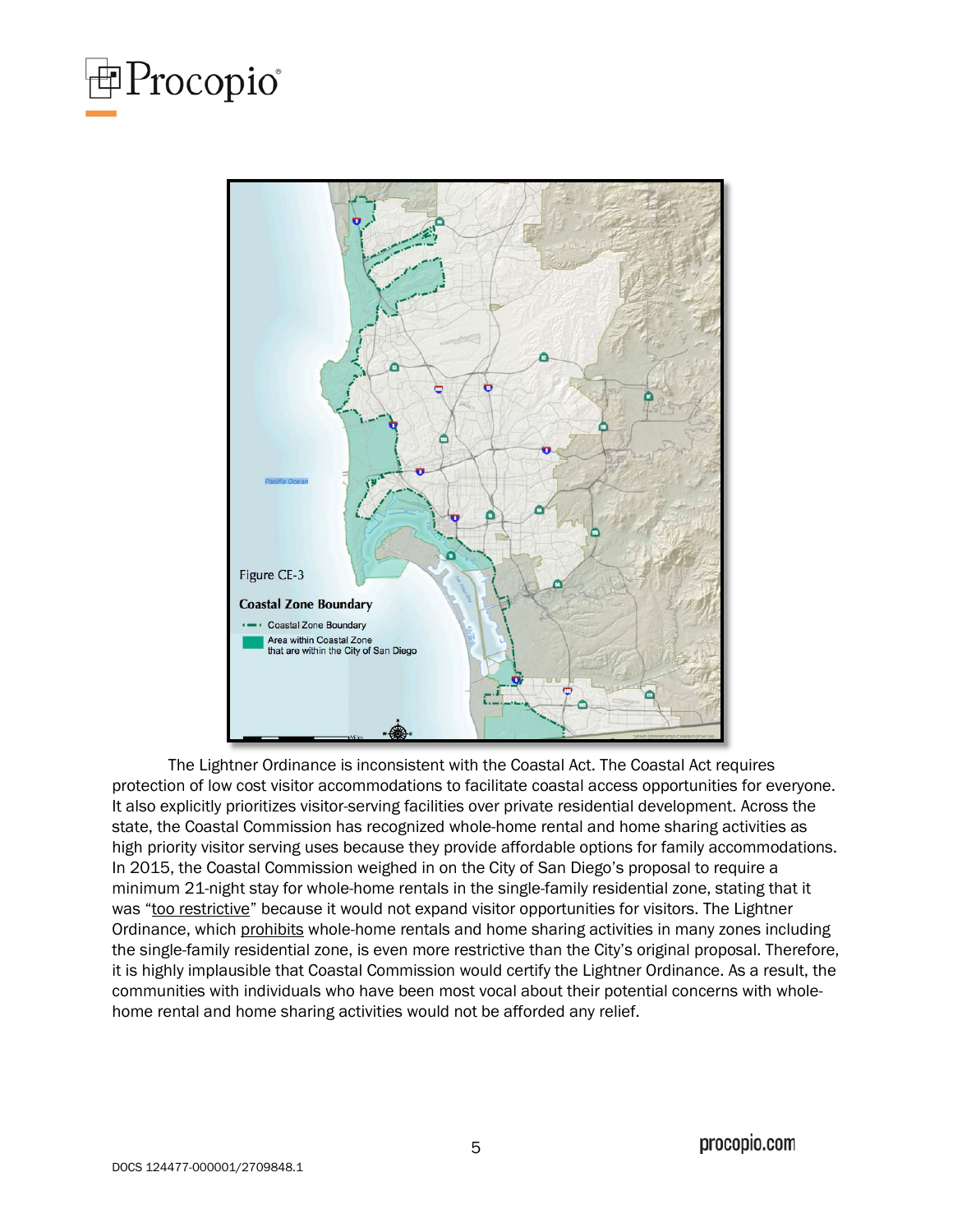Figure CE-3

**Coastal Zone Boundary**

Coastal Zone Boundary

Area within Coastal Zone that are within the City of San Diego

The Lightner Ordinance is inconsistent with the Coastal Act. The Coastal Act requires protection of low cost visitor accommodations to facilitate coastal access opportunities for everyone. It also explicitly prioritizes visitor-serving facilities over private residential development. Across the state, the Coastal Commission has recognized whole-home rental and home sharing activities as high priority visitor serving uses because they provide affordable options for family accommodations. In 2015, the Coastal Commission weighed in on the City of San Diego's proposal to require a minimum 21-night stay for whole-home rentals in the single-family residential zone, stating that it was "too restrictive" because it would not expand visitor opportunities for visitors. The Lightner Ordinance, which prohibits whole-home rentals and home sharing activities in many zones including the single-family residential zone, is even more restrictive than the City's original proposal. Therefore, it is highly implausible that Coastal Commission would certify the Lightner Ordinance. As a result, the communities with individuals who have been most vocal about their potential concerns with whole-home rental and home sharing activities would not be afforded any relief.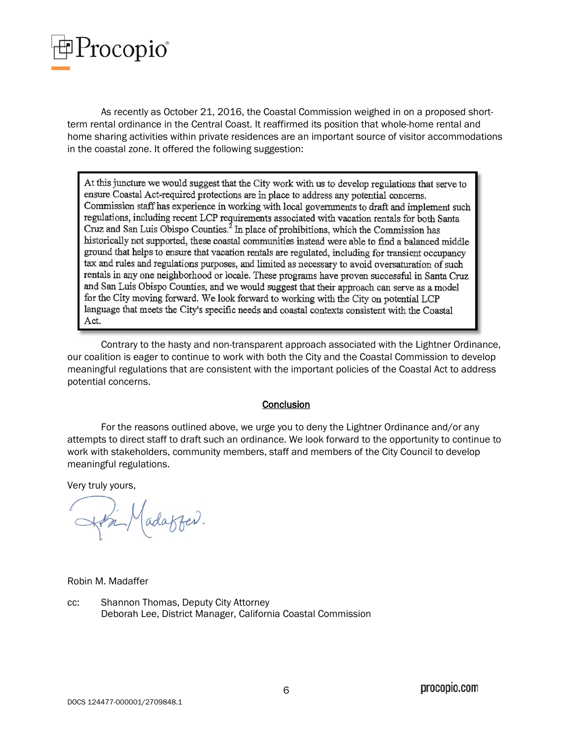As recently as October 21, 2016, the Coastal Commission weighed in on a proposed short-term rental ordinance in the Central Coast. It reaffirmed its position that whole-home rental and home sharing activities within private residences are an important source of visitor accommodations in the coastal zone. It offered the following suggestion:

> At this juncture we would suggest that the City work with us to develop regulations that serve to ensure Coastal Act-required protections are in place to address any potential concerns. Commission staff has experience in working with local governments to draft and implement such regulations, including recent LCP requirements associated with vacation rentals for both Santa Cruz and San Luis Obispo Counties.[2] In place of prohibitions, which the Commission has historically not supported, these coastal communities instead were able to find a balanced middle ground that helps to ensure that vacation rentals are regulated, including for transient occupancy tax and rules and regulations purposes, and limited as necessary to avoid oversaturation of such rentals in any one neighborhood or locale. These programs have proven successful in Santa Cruz and San Luis Obispo Counties, and we would suggest that their approach can serve as a model for the City moving forward. We look forward to working with the City on potential LCP language that meets the City's specific needs and coastal contexts consistent with the Coastal Act.

Contrary to the hasty and non-transparent approach associated with the Lightner Ordinance, our coalition is eager to continue to work with both the City and the Coastal Commission to develop meaningful regulations that are consistent with the important policies of the Coastal Act to address potential concerns.

## Conclusion

For the reasons outlined above, we urge you to deny the Lightner Ordinance and/or any attempts to direct staff to draft such an ordinance. We look forward to the opportunity to continue to work with stakeholders, community members, staff and members of the City Council to develop meaningful regulations.

Very truly yours,

Robin M. Madaffer

cc: Shannon Thomas, Deputy City Attorney
Deborah Lee, District Manager, California Coastal Commission

DOCS 124477-000001/2709848.1